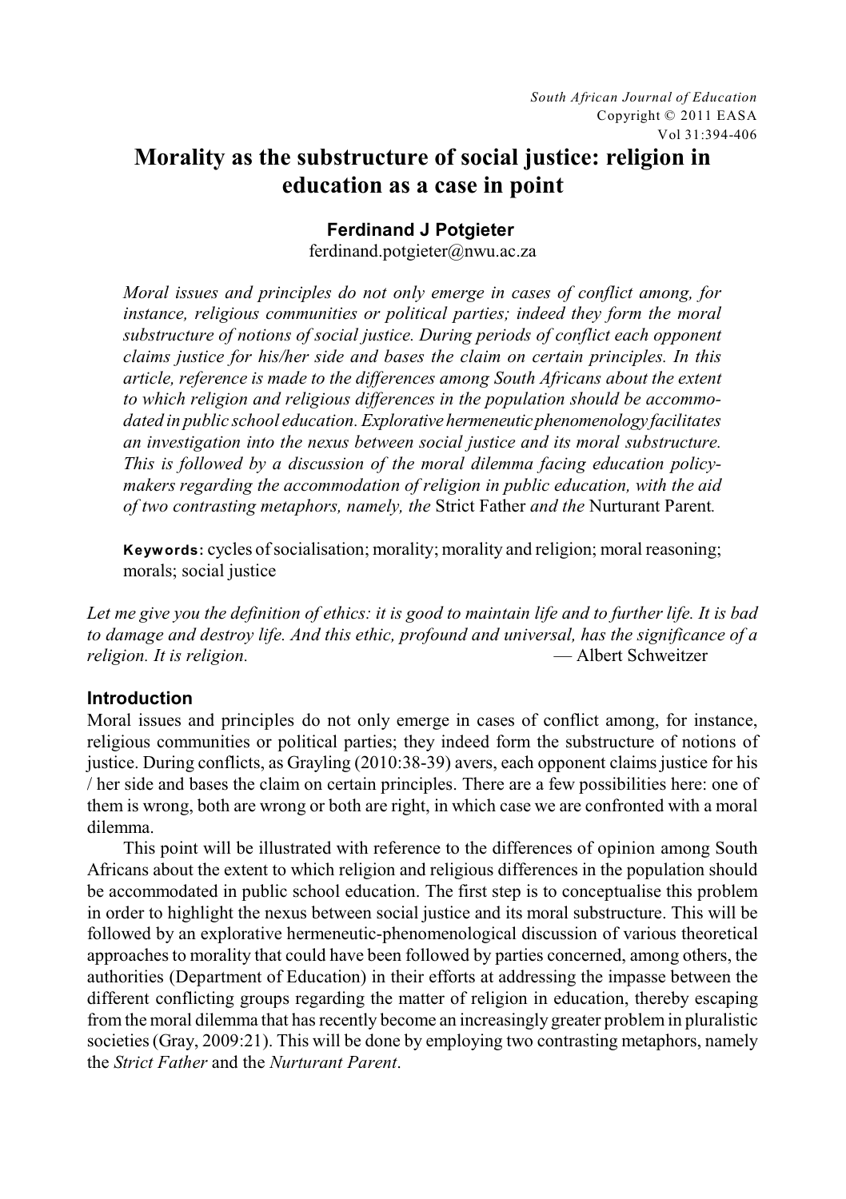# Morality as the substructure of social justice: religion in education as a case in point

**Ferdinand J Potgieter**

ferdinand.potgieter@nwu.ac.za

*Moral issues and principles do not only emerge in cases of conflict among, for instance, religious communities or political parties; indeed they form the moral substructure of notions of social justice. During periods of conflict each opponent claims justice for his/her side and bases the claim on certain principles. In this article, reference is made to the differences among South Africans about the extent to which religion and religious differences in the population should be accommodated in public school education. Explorative hermeneutic phenomenology facilitates an investigation into the nexus between social justice and its moral substructure. This is followed by a discussion of the moral dilemma facing education policy-makers regarding the accommodation of religion in public education, with the aid of two contrasting metaphors, namely, the* Strict Father *and the* Nurturant Parent*.*

**Keywords:** cycles of socialisation; morality; morality and religion; moral reasoning; morals; social justice

*Let me give you the definition of ethics: it is good to maintain life and to further life. It is bad to damage and destroy life. And this ethic, profound and universal, has the significance of a religion. It is religion.* — Albert Schweitzer

## Introduction

Moral issues and principles do not only emerge in cases of conflict among, for instance, religious communities or political parties; they indeed form the substructure of notions of justice. During conflicts, as Grayling (2010:38-39) avers, each opponent claims justice for his / her side and bases the claim on certain principles. There are a few possibilities here: one of them is wrong, both are wrong or both are right, in which case we are confronted with a moral dilemma.

This point will be illustrated with reference to the differences of opinion among South Africans about the extent to which religion and religious differences in the population should be accommodated in public school education. The first step is to conceptualise this problem in order to highlight the nexus between social justice and its moral substructure. This will be followed by an explorative hermeneutic-phenomenological discussion of various theoretical approaches to morality that could have been followed by parties concerned, among others, the authorities (Department of Education) in their efforts at addressing the impasse between the different conflicting groups regarding the matter of religion in education, thereby escaping from the moral dilemma that has recently become an increasingly greater problem in pluralistic societies (Gray, 2009:21). This will be done by employing two contrasting metaphors, namely the *Strict Father* and the *Nurturant Parent*.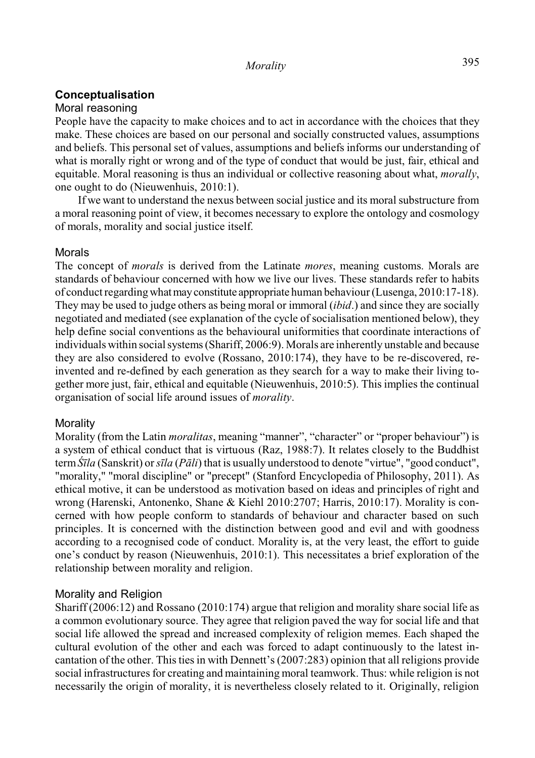## Conceptualisation

### Moral reasoning

People have the capacity to make choices and to act in accordance with the choices that they make. These choices are based on our personal and socially constructed values, assumptions and beliefs. This personal set of values, assumptions and beliefs informs our understanding of what is morally right or wrong and of the type of conduct that would be just, fair, ethical and equitable. Moral reasoning is thus an individual or collective reasoning about what, *morally*, one ought to do (Nieuwenhuis, 2010:1).

If we want to understand the nexus between social justice and its moral substructure from a moral reasoning point of view, it becomes necessary to explore the ontology and cosmology of morals, morality and social justice itself.

### Morals

The concept of *morals* is derived from the Latinate *mores*, meaning customs. Morals are standards of behaviour concerned with how we live our lives. These standards refer to habits of conduct regarding what may constitute appropriate human behaviour (Lusenga, 2010:17-18). They may be used to judge others as being moral or immoral (*ibid*.) and since they are socially negotiated and mediated (see explanation of the cycle of socialisation mentioned below), they help define social conventions as the behavioural uniformities that coordinate interactions of individuals within social systems (Shariff, 2006:9). Morals are inherently unstable and because they are also considered to evolve (Rossano, 2010:174), they have to be re-discovered, re-invented and re-defined by each generation as they search for a way to make their living together more just, fair, ethical and equitable (Nieuwenhuis, 2010:5). This implies the continual organisation of social life around issues of *morality*.

### Morality

Morality (from the Latin *moralitas*, meaning "manner", "character" or "proper behaviour") is a system of ethical conduct that is virtuous (Raz, 1988:7). It relates closely to the Buddhist term *Śīla* (Sanskrit) or *sīla* (*Pāli*) that is usually understood to denote "virtue", "good conduct", "morality," "moral discipline" or "precept" (Stanford Encyclopedia of Philosophy, 2011). As ethical motive, it can be understood as motivation based on ideas and principles of right and wrong (Harenski, Antonenko, Shane & Kiehl 2010:2707; Harris, 2010:17). Morality is concerned with how people conform to standards of behaviour and character based on such principles. It is concerned with the distinction between good and evil and with goodness according to a recognised code of conduct. Morality is, at the very least, the effort to guide one's conduct by reason (Nieuwenhuis, 2010:1). This necessitates a brief exploration of the relationship between morality and religion.

### Morality and Religion

Shariff (2006:12) and Rossano (2010:174) argue that religion and morality share social life as a common evolutionary source. They agree that religion paved the way for social life and that social life allowed the spread and increased complexity of religion memes. Each shaped the cultural evolution of the other and each was forced to adapt continuously to the latest incantation of the other. This ties in with Dennett's (2007:283) opinion that all religions provide social infrastructures for creating and maintaining moral teamwork. Thus: while religion is not necessarily the origin of morality, it is nevertheless closely related to it. Originally, religion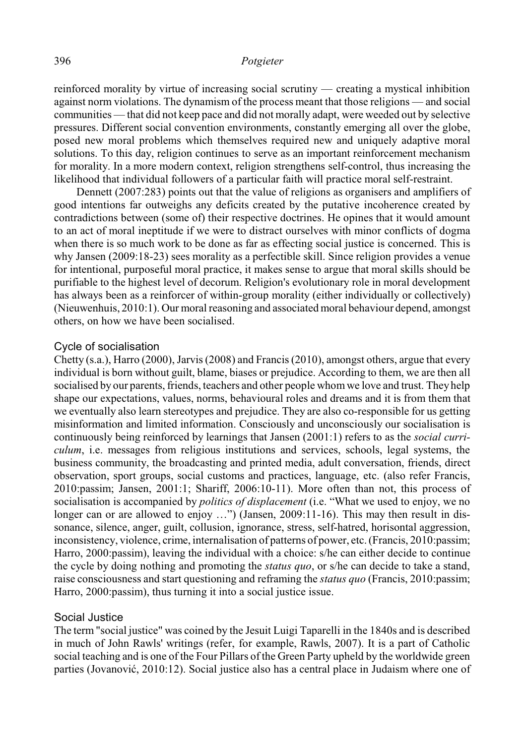reinforced morality by virtue of increasing social scrutiny — creating a mystical inhibition against norm violations. The dynamism of the process meant that those religions — and social communities — that did not keep pace and did not morally adapt, were weeded out by selective pressures. Different social convention environments, constantly emerging all over the globe, posed new moral problems which themselves required new and uniquely adaptive moral solutions. To this day, religion continues to serve as an important reinforcement mechanism for morality. In a more modern context, religion strengthens self-control, thus increasing the likelihood that individual followers of a particular faith will practice moral self-restraint.

Dennett (2007:283) points out that the value of religions as organisers and amplifiers of good intentions far outweighs any deficits created by the putative incoherence created by contradictions between (some of) their respective doctrines. He opines that it would amount to an act of moral ineptitude if we were to distract ourselves with minor conflicts of dogma when there is so much work to be done as far as effecting social justice is concerned. This is why Jansen (2009:18-23) sees morality as a perfectible skill. Since religion provides a venue for intentional, purposeful moral practice, it makes sense to argue that moral skills should be purifiable to the highest level of decorum. Religion's evolutionary role in moral development has always been as a reinforcer of within-group morality (either individually or collectively) (Nieuwenhuis, 2010:1). Our moral reasoning and associated moral behaviour depend, amongst others, on how we have been socialised.

## Cycle of socialisation

Chetty (s.a.), Harro (2000), Jarvis (2008) and Francis (2010), amongst others, argue that every individual is born without guilt, blame, biases or prejudice. According to them, we are then all socialised by our parents, friends, teachers and other people whom we love and trust. They help shape our expectations, values, norms, behavioural roles and dreams and it is from them that we eventually also learn stereotypes and prejudice. They are also co-responsible for us getting misinformation and limited information. Consciously and unconsciously our socialisation is continuously being reinforced by learnings that Jansen (2001:1) refers to as the *social curriculum*, i.e. messages from religious institutions and services, schools, legal systems, the business community, the broadcasting and printed media, adult conversation, friends, direct observation, sport groups, social customs and practices, language, etc. (also refer Francis, 2010:passim; Jansen, 2001:1; Shariff, 2006:10-11). More often than not, this process of socialisation is accompanied by *politics of displacement* (i.e. "What we used to enjoy, we no longer can or are allowed to enjoy …") (Jansen, 2009:11-16). This may then result in dissonance, silence, anger, guilt, collusion, ignorance, stress, self-hatred, horisontal aggression, inconsistency, violence, crime, internalisation of patterns of power, etc. (Francis, 2010:passim; Harro, 2000:passim), leaving the individual with a choice: s/he can either decide to continue the cycle by doing nothing and promoting the *status quo*, or s/he can decide to take a stand, raise consciousness and start questioning and reframing the *status quo* (Francis, 2010:passim; Harro, 2000:passim), thus turning it into a social justice issue.

## Social Justice

The term "social justice" was coined by the Jesuit Luigi Taparelli in the 1840s and is described in much of John Rawls' writings (refer, for example, Rawls, 2007). It is a part of Catholic social teaching and is one of the Four Pillars of the Green Party upheld by the worldwide green parties (Jovanović, 2010:12). Social justice also has a central place in Judaism where one of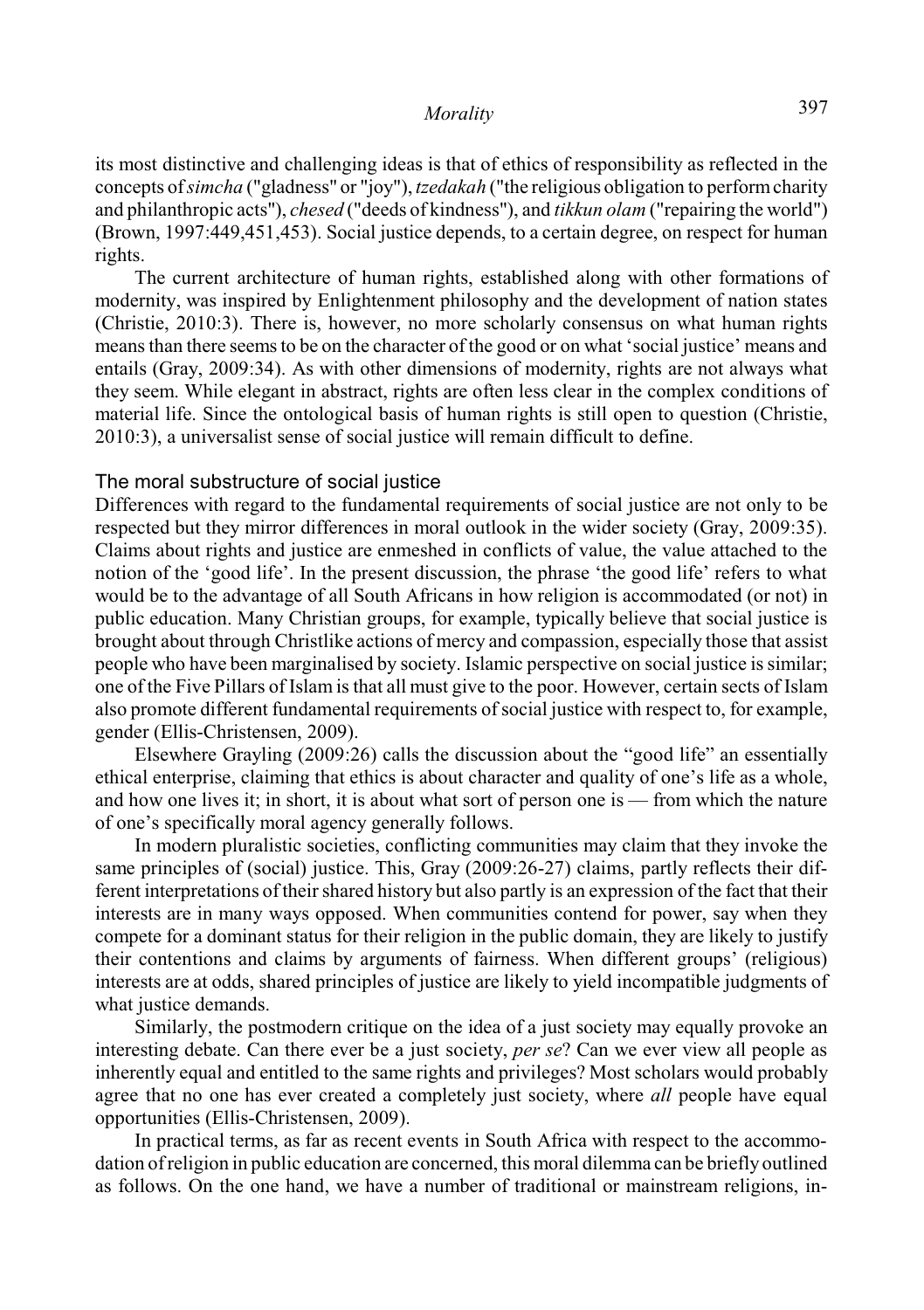its most distinctive and challenging ideas is that of ethics of responsibility as reflected in the concepts of *simcha* ("gladness" or "joy"), *tzedakah* ("the religious obligation to perform charity and philanthropic acts"), *chesed* ("deeds of kindness"), and *tikkun olam* ("repairing the world") (Brown, 1997:449,451,453). Social justice depends, to a certain degree, on respect for human rights.

The current architecture of human rights, established along with other formations of modernity, was inspired by Enlightenment philosophy and the development of nation states (Christie, 2010:3). There is, however, no more scholarly consensus on what human rights means than there seems to be on the character of the good or on what 'social justice' means and entails (Gray, 2009:34). As with other dimensions of modernity, rights are not always what they seem. While elegant in abstract, rights are often less clear in the complex conditions of material life. Since the ontological basis of human rights is still open to question (Christie, 2010:3), a universalist sense of social justice will remain difficult to define.

## The moral substructure of social justice

Differences with regard to the fundamental requirements of social justice are not only to be respected but they mirror differences in moral outlook in the wider society (Gray, 2009:35). Claims about rights and justice are enmeshed in conflicts of value, the value attached to the notion of the 'good life'. In the present discussion, the phrase 'the good life' refers to what would be to the advantage of all South Africans in how religion is accommodated (or not) in public education. Many Christian groups, for example, typically believe that social justice is brought about through Christlike actions of mercy and compassion, especially those that assist people who have been marginalised by society. Islamic perspective on social justice is similar; one of the Five Pillars of Islam is that all must give to the poor. However, certain sects of Islam also promote different fundamental requirements of social justice with respect to, for example, gender (Ellis-Christensen, 2009).

Elsewhere Grayling (2009:26) calls the discussion about the "good life" an essentially ethical enterprise, claiming that ethics is about character and quality of one's life as a whole, and how one lives it; in short, it is about what sort of person one is — from which the nature of one's specifically moral agency generally follows.

In modern pluralistic societies, conflicting communities may claim that they invoke the same principles of (social) justice. This, Gray (2009:26-27) claims, partly reflects their different interpretations of their shared history but also partly is an expression of the fact that their interests are in many ways opposed. When communities contend for power, say when they compete for a dominant status for their religion in the public domain, they are likely to justify their contentions and claims by arguments of fairness. When different groups' (religious) interests are at odds, shared principles of justice are likely to yield incompatible judgments of what justice demands.

Similarly, the postmodern critique on the idea of a just society may equally provoke an interesting debate. Can there ever be a just society, *per se*? Can we ever view all people as inherently equal and entitled to the same rights and privileges? Most scholars would probably agree that no one has ever created a completely just society, where *all* people have equal opportunities (Ellis-Christensen, 2009).

In practical terms, as far as recent events in South Africa with respect to the accommodation of religion in public education are concerned, this moral dilemma can be briefly outlined as follows. On the one hand, we have a number of traditional or mainstream religions, in-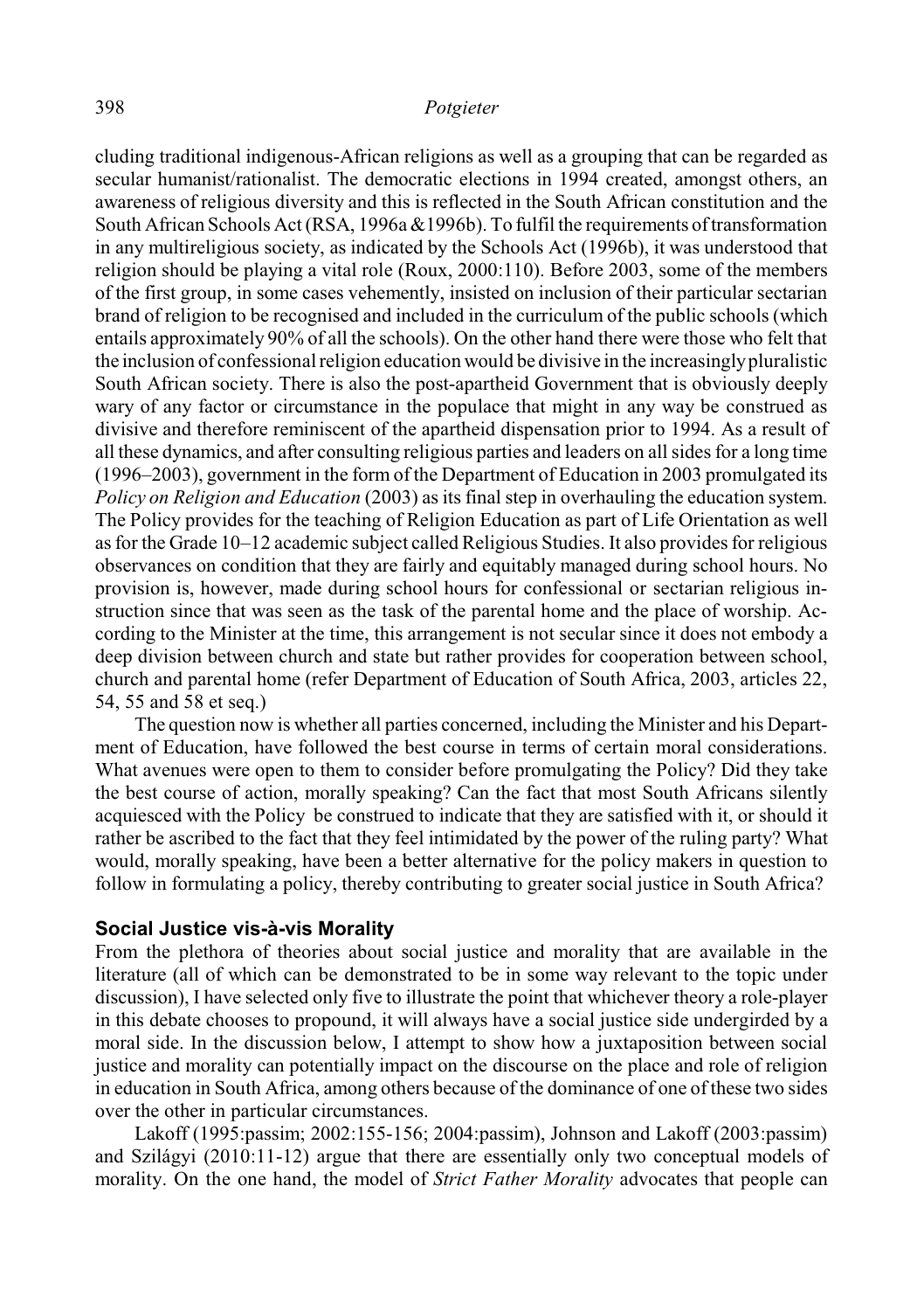cluding traditional indigenous-African religions as well as a grouping that can be regarded as secular humanist/rationalist. The democratic elections in 1994 created, amongst others, an awareness of religious diversity and this is reflected in the South African constitution and the South African Schools Act (RSA, 1996a &1996b). To fulfil the requirements of transformation in any multireligious society, as indicated by the Schools Act (1996b), it was understood that religion should be playing a vital role (Roux, 2000:110). Before 2003, some of the members of the first group, in some cases vehemently, insisted on inclusion of their particular sectarian brand of religion to be recognised and included in the curriculum of the public schools (which entails approximately 90% of all the schools). On the other hand there were those who felt that the inclusion of confessional religion education would be divisive in the increasingly pluralistic South African society. There is also the post-apartheid Government that is obviously deeply wary of any factor or circumstance in the populace that might in any way be construed as divisive and therefore reminiscent of the apartheid dispensation prior to 1994. As a result of all these dynamics, and after consulting religious parties and leaders on all sides for a long time (1996–2003), government in the form of the Department of Education in 2003 promulgated its *Policy on Religion and Education* (2003) as its final step in overhauling the education system. The Policy provides for the teaching of Religion Education as part of Life Orientation as well as for the Grade 10–12 academic subject called Religious Studies. It also provides for religious observances on condition that they are fairly and equitably managed during school hours. No provision is, however, made during school hours for confessional or sectarian religious instruction since that was seen as the task of the parental home and the place of worship. According to the Minister at the time, this arrangement is not secular since it does not embody a deep division between church and state but rather provides for cooperation between school, church and parental home (refer Department of Education of South Africa, 2003, articles 22, 54, 55 and 58 et seq.)

The question now is whether all parties concerned, including the Minister and his Department of Education, have followed the best course in terms of certain moral considerations. What avenues were open to them to consider before promulgating the Policy? Did they take the best course of action, morally speaking? Can the fact that most South Africans silently acquiesced with the Policy be construed to indicate that they are satisfied with it, or should it rather be ascribed to the fact that they feel intimidated by the power of the ruling party? What would, morally speaking, have been a better alternative for the policy makers in question to follow in formulating a policy, thereby contributing to greater social justice in South Africa?

## Social Justice vis-à-vis Morality

From the plethora of theories about social justice and morality that are available in the literature (all of which can be demonstrated to be in some way relevant to the topic under discussion), I have selected only five to illustrate the point that whichever theory a role-player in this debate chooses to propound, it will always have a social justice side undergirded by a moral side. In the discussion below, I attempt to show how a juxtaposition between social justice and morality can potentially impact on the discourse on the place and role of religion in education in South Africa, among others because of the dominance of one of these two sides over the other in particular circumstances.

Lakoff (1995:passim; 2002:155-156; 2004:passim), Johnson and Lakoff (2003:passim) and Szilágyi (2010:11-12) argue that there are essentially only two conceptual models of morality. On the one hand, the model of *Strict Father Morality* advocates that people can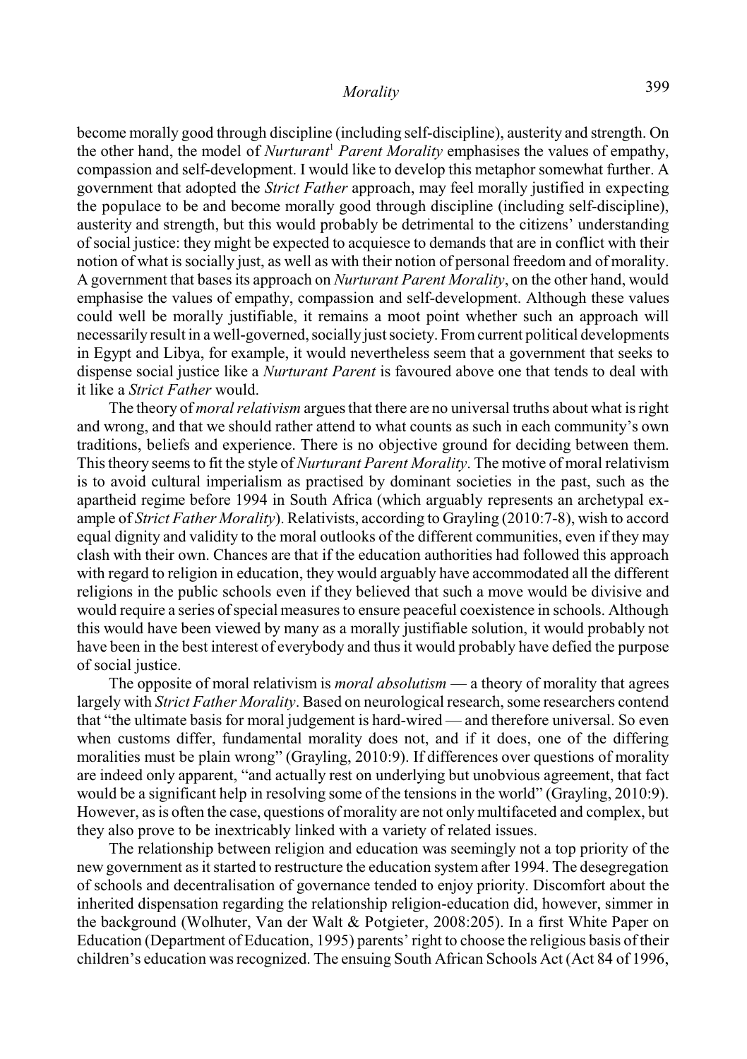become morally good through discipline (including self-discipline), austerity and strength. On the other hand, the model of *Nurturant*[1] *Parent Morality* emphasises the values of empathy, compassion and self-development. I would like to develop this metaphor somewhat further. A government that adopted the *Strict Father* approach, may feel morally justified in expecting the populace to be and become morally good through discipline (including self-discipline), austerity and strength, but this would probably be detrimental to the citizens' understanding of social justice: they might be expected to acquiesce to demands that are in conflict with their notion of what is socially just, as well as with their notion of personal freedom and of morality. A government that bases its approach on *Nurturant Parent Morality*, on the other hand, would emphasise the values of empathy, compassion and self-development. Although these values could well be morally justifiable, it remains a moot point whether such an approach will necessarily result in a well-governed, socially just society. From current political developments in Egypt and Libya, for example, it would nevertheless seem that a government that seeks to dispense social justice like a *Nurturant Parent* is favoured above one that tends to deal with it like a *Strict Father* would.

The theory of *moral relativism* argues that there are no universal truths about what is right and wrong, and that we should rather attend to what counts as such in each community's own traditions, beliefs and experience. There is no objective ground for deciding between them. This theory seems to fit the style of *Nurturant Parent Morality*. The motive of moral relativism is to avoid cultural imperialism as practised by dominant societies in the past, such as the apartheid regime before 1994 in South Africa (which arguably represents an archetypal example of *Strict Father Morality*). Relativists, according to Grayling (2010:7-8), wish to accord equal dignity and validity to the moral outlooks of the different communities, even if they may clash with their own. Chances are that if the education authorities had followed this approach with regard to religion in education, they would arguably have accommodated all the different religions in the public schools even if they believed that such a move would be divisive and would require a series of special measures to ensure peaceful coexistence in schools. Although this would have been viewed by many as a morally justifiable solution, it would probably not have been in the best interest of everybody and thus it would probably have defied the purpose of social justice.

The opposite of moral relativism is *moral absolutism* — a theory of morality that agrees largely with *Strict Father Morality*. Based on neurological research, some researchers contend that "the ultimate basis for moral judgement is hard-wired — and therefore universal. So even when customs differ, fundamental morality does not, and if it does, one of the differing moralities must be plain wrong" (Grayling, 2010:9). If differences over questions of morality are indeed only apparent, "and actually rest on underlying but unobvious agreement, that fact would be a significant help in resolving some of the tensions in the world" (Grayling, 2010:9). However, as is often the case, questions of morality are not only multifaceted and complex, but they also prove to be inextricably linked with a variety of related issues.

The relationship between religion and education was seemingly not a top priority of the new government as it started to restructure the education system after 1994. The desegregation of schools and decentralisation of governance tended to enjoy priority. Discomfort about the inherited dispensation regarding the relationship religion-education did, however, simmer in the background (Wolhuter, Van der Walt & Potgieter, 2008:205). In a first White Paper on Education (Department of Education, 1995) parents' right to choose the religious basis of their children's education was recognized. The ensuing South African Schools Act (Act 84 of 1996,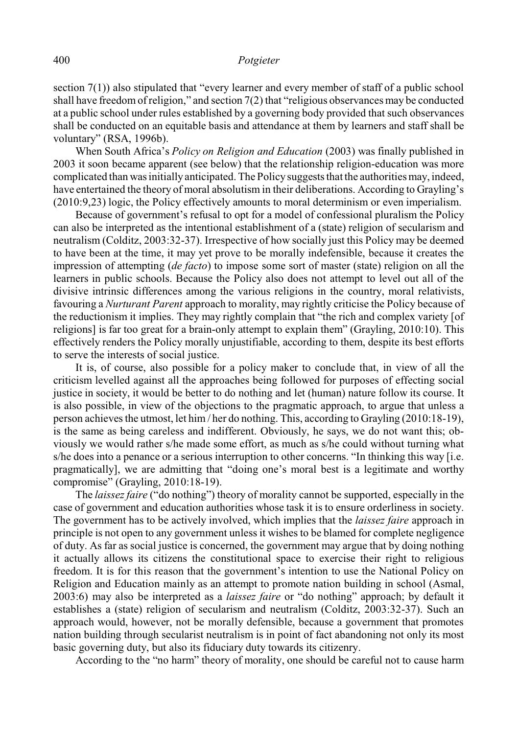section 7(1)) also stipulated that "every learner and every member of staff of a public school shall have freedom of religion," and section 7(2) that "religious observances may be conducted at a public school under rules established by a governing body provided that such observances shall be conducted on an equitable basis and attendance at them by learners and staff shall be voluntary" (RSA, 1996b).

When South Africa's *Policy on Religion and Education* (2003) was finally published in 2003 it soon became apparent (see below) that the relationship religion-education was more complicated than was initially anticipated. The Policy suggests that the authorities may, indeed, have entertained the theory of moral absolutism in their deliberations. According to Grayling's (2010:9,23) logic, the Policy effectively amounts to moral determinism or even imperialism.

Because of government's refusal to opt for a model of confessional pluralism the Policy can also be interpreted as the intentional establishment of a (state) religion of secularism and neutralism (Colditz, 2003:32-37). Irrespective of how socially just this Policy may be deemed to have been at the time, it may yet prove to be morally indefensible, because it creates the impression of attempting (*de facto*) to impose some sort of master (state) religion on all the learners in public schools. Because the Policy also does not attempt to level out all of the divisive intrinsic differences among the various religions in the country, moral relativists, favouring a *Nurturant Parent* approach to morality, may rightly criticise the Policy because of the reductionism it implies. They may rightly complain that "the rich and complex variety [of religions] is far too great for a brain-only attempt to explain them" (Grayling, 2010:10). This effectively renders the Policy morally unjustifiable, according to them, despite its best efforts to serve the interests of social justice.

It is, of course, also possible for a policy maker to conclude that, in view of all the criticism levelled against all the approaches being followed for purposes of effecting social justice in society, it would be better to do nothing and let (human) nature follow its course. It is also possible, in view of the objections to the pragmatic approach, to argue that unless a person achieves the utmost, let him / her do nothing. This, according to Grayling (2010:18-19), is the same as being careless and indifferent. Obviously, he says, we do not want this; obviously we would rather s/he made some effort, as much as s/he could without turning what s/he does into a penance or a serious interruption to other concerns. "In thinking this way [i.e. pragmatically], we are admitting that "doing one's moral best is a legitimate and worthy compromise" (Grayling, 2010:18-19).

The *laissez faire* ("do nothing") theory of morality cannot be supported, especially in the case of government and education authorities whose task it is to ensure orderliness in society. The government has to be actively involved, which implies that the *laissez faire* approach in principle is not open to any government unless it wishes to be blamed for complete negligence of duty. As far as social justice is concerned, the government may argue that by doing nothing it actually allows its citizens the constitutional space to exercise their right to religious freedom. It is for this reason that the government's intention to use the National Policy on Religion and Education mainly as an attempt to promote nation building in school (Asmal, 2003:6) may also be interpreted as a *laissez faire* or "do nothing" approach; by default it establishes a (state) religion of secularism and neutralism (Colditz, 2003:32-37). Such an approach would, however, not be morally defensible, because a government that promotes nation building through secularist neutralism is in point of fact abandoning not only its most basic governing duty, but also its fiduciary duty towards its citizenry.

According to the "no harm" theory of morality, one should be careful not to cause harm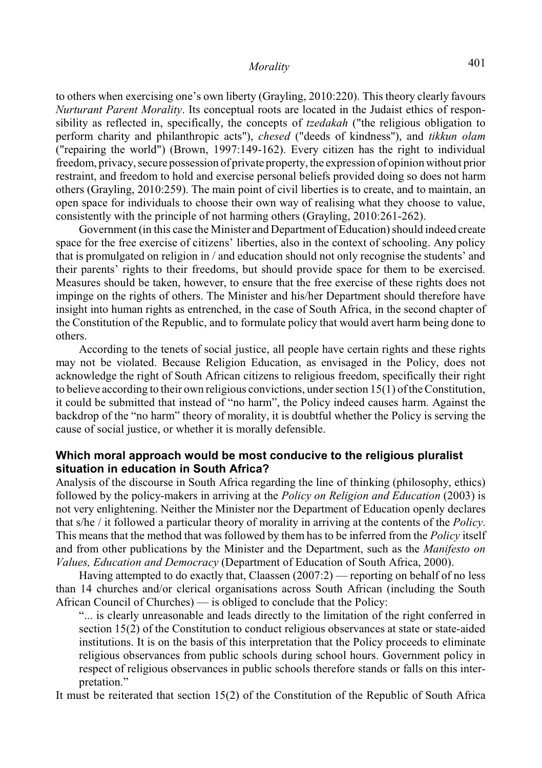to others when exercising one's own liberty (Grayling, 2010:220). This theory clearly favours *Nurturant Parent Morality*. Its conceptual roots are located in the Judaist ethics of responsibility as reflected in, specifically, the concepts of *tzedakah* ("the religious obligation to perform charity and philanthropic acts"), *chesed* ("deeds of kindness"), and *tikkun olam* ("repairing the world") (Brown, 1997:149-162). Every citizen has the right to individual freedom, privacy, secure possession of private property, the expression of opinion without prior restraint, and freedom to hold and exercise personal beliefs provided doing so does not harm others (Grayling, 2010:259). The main point of civil liberties is to create, and to maintain, an open space for individuals to choose their own way of realising what they choose to value, consistently with the principle of not harming others (Grayling, 2010:261-262).

Government (in this case the Minister and Department of Education) should indeed create space for the free exercise of citizens' liberties, also in the context of schooling. Any policy that is promulgated on religion in / and education should not only recognise the students' and their parents' rights to their freedoms, but should provide space for them to be exercised. Measures should be taken, however, to ensure that the free exercise of these rights does not impinge on the rights of others. The Minister and his/her Department should therefore have insight into human rights as entrenched, in the case of South Africa, in the second chapter of the Constitution of the Republic, and to formulate policy that would avert harm being done to others.

According to the tenets of social justice, all people have certain rights and these rights may not be violated. Because Religion Education, as envisaged in the Policy, does not acknowledge the right of South African citizens to religious freedom, specifically their right to believe according to their own religious convictions, under section 15(1) of the Constitution, it could be submitted that instead of "no harm", the Policy indeed causes harm. Against the backdrop of the "no harm" theory of morality, it is doubtful whether the Policy is serving the cause of social justice, or whether it is morally defensible.

### Which moral approach would be most conducive to the religious pluralist situation in education in South Africa?

Analysis of the discourse in South Africa regarding the line of thinking (philosophy, ethics) followed by the policy-makers in arriving at the *Policy on Religion and Education* (2003) is not very enlightening. Neither the Minister nor the Department of Education openly declares that s/he / it followed a particular theory of morality in arriving at the contents of the *Policy*. This means that the method that was followed by them has to be inferred from the *Policy* itself and from other publications by the Minister and the Department, such as the *Manifesto on Values, Education and Democracy* (Department of Education of South Africa, 2000).

Having attempted to do exactly that, Claassen (2007:2) — reporting on behalf of no less than 14 churches and/or clerical organisations across South African (including the South African Council of Churches) — is obliged to conclude that the Policy:

> "... is clearly unreasonable and leads directly to the limitation of the right conferred in section 15(2) of the Constitution to conduct religious observances at state or state-aided institutions. It is on the basis of this interpretation that the Policy proceeds to eliminate religious observances from public schools during school hours. Government policy in respect of religious observances in public schools therefore stands or falls on this interpretation."

It must be reiterated that section 15(2) of the Constitution of the Republic of South Africa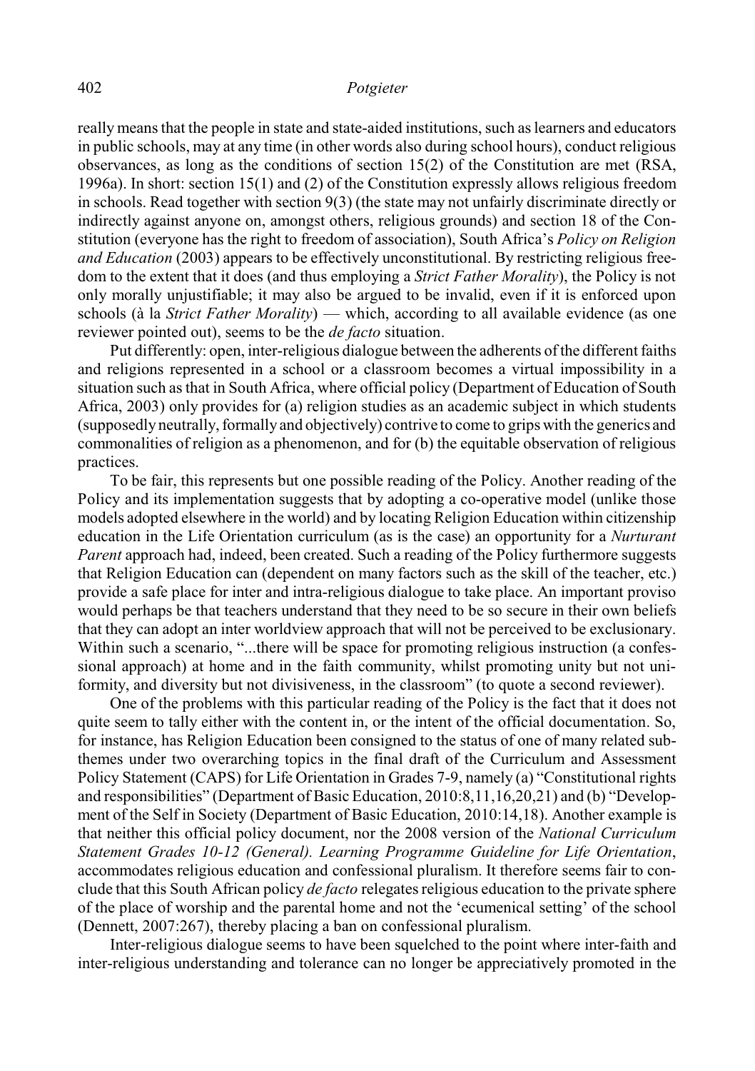really means that the people in state and state-aided institutions, such as learners and educators in public schools, may at any time (in other words also during school hours), conduct religious observances, as long as the conditions of section 15(2) of the Constitution are met (RSA, 1996a). In short: section 15(1) and (2) of the Constitution expressly allows religious freedom in schools. Read together with section 9(3) (the state may not unfairly discriminate directly or indirectly against anyone on, amongst others, religious grounds) and section 18 of the Constitution (everyone has the right to freedom of association), South Africa's *Policy on Religion and Education* (2003) appears to be effectively unconstitutional. By restricting religious freedom to the extent that it does (and thus employing a *Strict Father Morality*), the Policy is not only morally unjustifiable; it may also be argued to be invalid, even if it is enforced upon schools (à la *Strict Father Morality*) — which, according to all available evidence (as one reviewer pointed out), seems to be the *de facto* situation.

Put differently: open, inter-religious dialogue between the adherents of the different faiths and religions represented in a school or a classroom becomes a virtual impossibility in a situation such as that in South Africa, where official policy (Department of Education of South Africa, 2003) only provides for (a) religion studies as an academic subject in which students (supposedly neutrally, formally and objectively) contrive to come to grips with the generics and commonalities of religion as a phenomenon, and for (b) the equitable observation of religious practices.

To be fair, this represents but one possible reading of the Policy. Another reading of the Policy and its implementation suggests that by adopting a co-operative model (unlike those models adopted elsewhere in the world) and by locating Religion Education within citizenship education in the Life Orientation curriculum (as is the case) an opportunity for a *Nurturant Parent* approach had, indeed, been created. Such a reading of the Policy furthermore suggests that Religion Education can (dependent on many factors such as the skill of the teacher, etc.) provide a safe place for inter and intra-religious dialogue to take place. An important proviso would perhaps be that teachers understand that they need to be so secure in their own beliefs that they can adopt an inter worldview approach that will not be perceived to be exclusionary. Within such a scenario, "...there will be space for promoting religious instruction (a confessional approach) at home and in the faith community, whilst promoting unity but not uniformity, and diversity but not divisiveness, in the classroom" (to quote a second reviewer).

One of the problems with this particular reading of the Policy is the fact that it does not quite seem to tally either with the content in, or the intent of the official documentation. So, for instance, has Religion Education been consigned to the status of one of many related subthemes under two overarching topics in the final draft of the Curriculum and Assessment Policy Statement (CAPS) for Life Orientation in Grades 7-9, namely (a) "Constitutional rights and responsibilities" (Department of Basic Education, 2010:8,11,16,20,21) and (b) "Development of the Self in Society (Department of Basic Education, 2010:14,18). Another example is that neither this official policy document, nor the 2008 version of the *National Curriculum Statement Grades 10-12 (General). Learning Programme Guideline for Life Orientation*, accommodates religious education and confessional pluralism. It therefore seems fair to conclude that this South African policy *de facto* relegates religious education to the private sphere of the place of worship and the parental home and not the 'ecumenical setting' of the school (Dennett, 2007:267), thereby placing a ban on confessional pluralism.

Inter-religious dialogue seems to have been squelched to the point where inter-faith and inter-religious understanding and tolerance can no longer be appreciatively promoted in the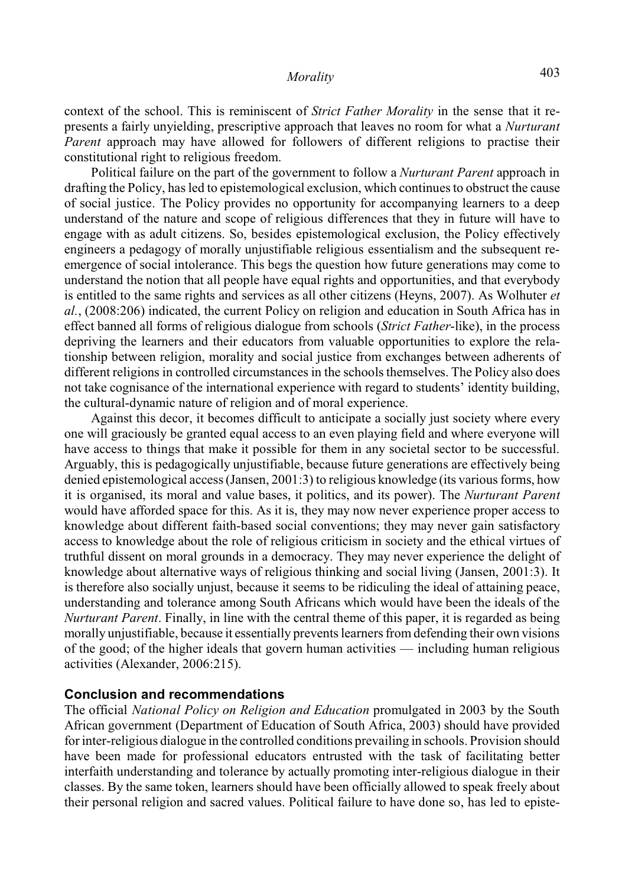context of the school. This is reminiscent of *Strict Father Morality* in the sense that it represents a fairly unyielding, prescriptive approach that leaves no room for what a *Nurturant Parent* approach may have allowed for followers of different religions to practise their constitutional right to religious freedom.

Political failure on the part of the government to follow a *Nurturant Parent* approach in drafting the Policy, has led to epistemological exclusion, which continues to obstruct the cause of social justice. The Policy provides no opportunity for accompanying learners to a deep understand of the nature and scope of religious differences that they in future will have to engage with as adult citizens. So, besides epistemological exclusion, the Policy effectively engineers a pedagogy of morally unjustifiable religious essentialism and the subsequent re-emergence of social intolerance. This begs the question how future generations may come to understand the notion that all people have equal rights and opportunities, and that everybody is entitled to the same rights and services as all other citizens (Heyns, 2007). As Wolhuter *et al.*, (2008:206) indicated, the current Policy on religion and education in South Africa has in effect banned all forms of religious dialogue from schools (*Strict Father*-like), in the process depriving the learners and their educators from valuable opportunities to explore the relationship between religion, morality and social justice from exchanges between adherents of different religions in controlled circumstances in the schools themselves. The Policy also does not take cognisance of the international experience with regard to students' identity building, the cultural-dynamic nature of religion and of moral experience.

Against this decor, it becomes difficult to anticipate a socially just society where every one will graciously be granted equal access to an even playing field and where everyone will have access to things that make it possible for them in any societal sector to be successful. Arguably, this is pedagogically unjustifiable, because future generations are effectively being denied epistemological access (Jansen, 2001:3) to religious knowledge (its various forms, how it is organised, its moral and value bases, it politics, and its power). The *Nurturant Parent* would have afforded space for this. As it is, they may now never experience proper access to knowledge about different faith-based social conventions; they may never gain satisfactory access to knowledge about the role of religious criticism in society and the ethical virtues of truthful dissent on moral grounds in a democracy. They may never experience the delight of knowledge about alternative ways of religious thinking and social living (Jansen, 2001:3). It is therefore also socially unjust, because it seems to be ridiculing the ideal of attaining peace, understanding and tolerance among South Africans which would have been the ideals of the *Nurturant Parent*. Finally, in line with the central theme of this paper, it is regarded as being morally unjustifiable, because it essentially prevents learners from defending their own visions of the good; of the higher ideals that govern human activities — including human religious activities (Alexander, 2006:215).

## Conclusion and recommendations

The official *National Policy on Religion and Education* promulgated in 2003 by the South African government (Department of Education of South Africa, 2003) should have provided for inter-religious dialogue in the controlled conditions prevailing in schools. Provision should have been made for professional educators entrusted with the task of facilitating better interfaith understanding and tolerance by actually promoting inter-religious dialogue in their classes. By the same token, learners should have been officially allowed to speak freely about their personal religion and sacred values. Political failure to have done so, has led to episte-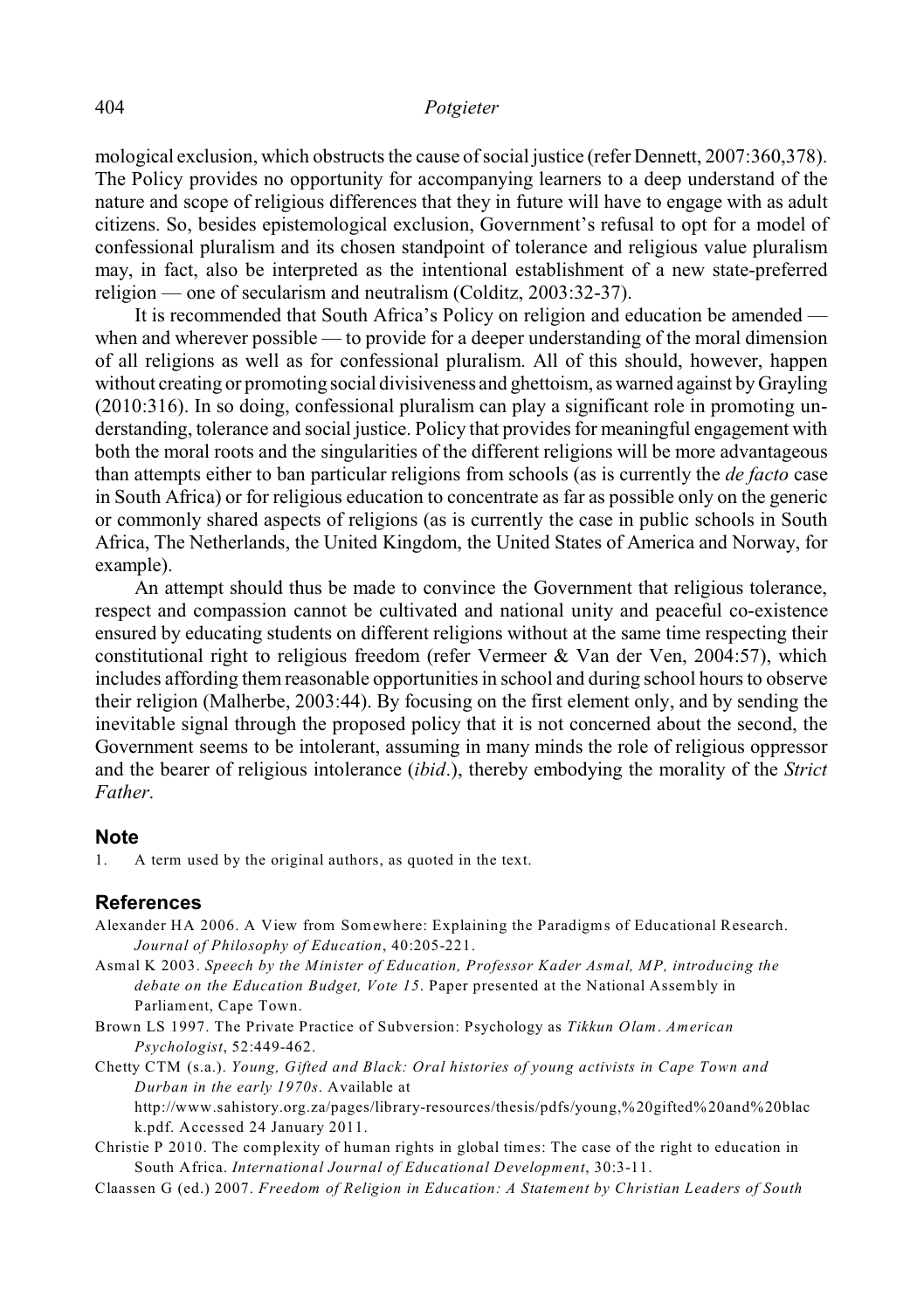mological exclusion, which obstructs the cause of social justice (refer Dennett, 2007:360,378). The Policy provides no opportunity for accompanying learners to a deep understand of the nature and scope of religious differences that they in future will have to engage with as adult citizens. So, besides epistemological exclusion, Government's refusal to opt for a model of confessional pluralism and its chosen standpoint of tolerance and religious value pluralism may, in fact, also be interpreted as the intentional establishment of a new state-preferred religion — one of secularism and neutralism (Colditz, 2003:32-37).

It is recommended that South Africa's Policy on religion and education be amended — when and wherever possible — to provide for a deeper understanding of the moral dimension of all religions as well as for confessional pluralism. All of this should, however, happen without creating or promoting social divisiveness and ghettoism, as warned against by Grayling (2010:316). In so doing, confessional pluralism can play a significant role in promoting understanding, tolerance and social justice. Policy that provides for meaningful engagement with both the moral roots and the singularities of the different religions will be more advantageous than attempts either to ban particular religions from schools (as is currently the *de facto* case in South Africa) or for religious education to concentrate as far as possible only on the generic or commonly shared aspects of religions (as is currently the case in public schools in South Africa, The Netherlands, the United Kingdom, the United States of America and Norway, for example).

An attempt should thus be made to convince the Government that religious tolerance, respect and compassion cannot be cultivated and national unity and peaceful co-existence ensured by educating students on different religions without at the same time respecting their constitutional right to religious freedom (refer Vermeer & Van der Ven, 2004:57), which includes affording them reasonable opportunities in school and during school hours to observe their religion (Malherbe, 2003:44). By focusing on the first element only, and by sending the inevitable signal through the proposed policy that it is not concerned about the second, the Government seems to be intolerant, assuming in many minds the role of religious oppressor and the bearer of religious intolerance (*ibid*.), thereby embodying the morality of the *Strict Father*.

## Note

1. A term used by the original authors, as quoted in the text.

## References

Alexander HA 2006. A View from Somewhere: Explaining the Paradigms of Educational Research. *Journal of Philosophy of Education*, 40:205-221.

Asmal K 2003. *Speech by the Minister of Education, Professor Kader Asmal, MP, introducing the debate on the Education Budget, Vote 15*. Paper presented at the National Assembly in Parliament, Cape Town.

Brown LS 1997. The Private Practice of Subversion: Psychology as *Tikkun Olam*. *American Psychologist*, 52:449-462.

Chetty CTM (s.a.). *Young, Gifted and Black: Oral histories of young activists in Cape Town and Durban in the early 1970s*. Available at http://www.sahistory.org.za/pages/library-resources/thesis/pdfs/young,%20gifted%20and%20black.pdf. Accessed 24 January 2011.

Christie P 2010. The complexity of human rights in global times: The case of the right to education in South Africa. *International Journal of Educational Development*, 30:3-11.

Claassen G (ed.) 2007. *Freedom of Religion in Education: A Statement by Christian Leaders of South*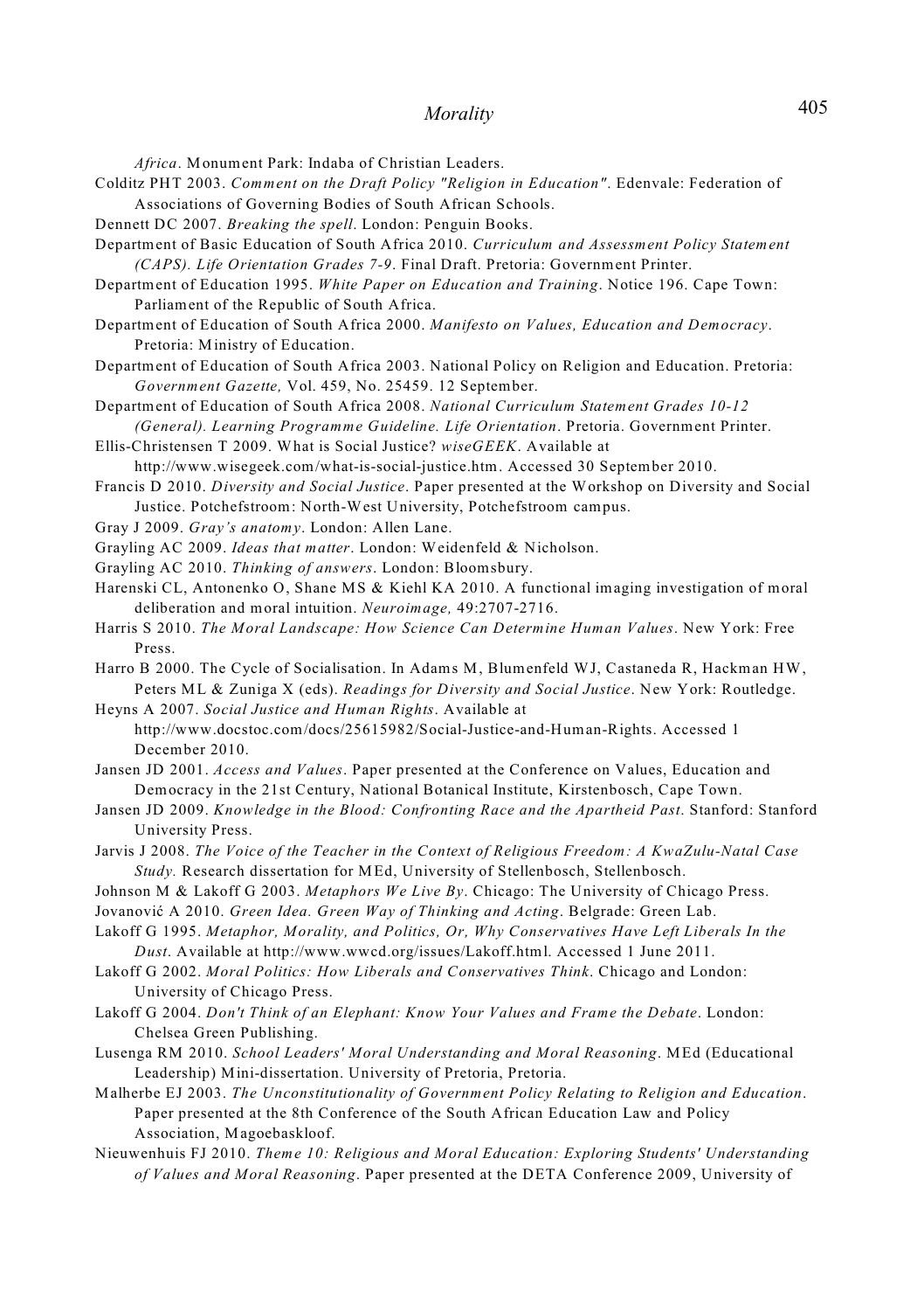*Africa*. Monument Park: Indaba of Christian Leaders.

Colditz PHT 2003. *Comment on the Draft Policy "Religion in Education"*. Edenvale: Federation of Associations of Governing Bodies of South African Schools.

Dennett DC 2007. *Breaking the spell*. London: Penguin Books.

Department of Basic Education of South Africa 2010. *Curriculum and Assessment Policy Statement (CAPS). Life Orientation Grades 7-9*. Final Draft. Pretoria: Government Printer.

Department of Education 1995. *White Paper on Education and Training*. Notice 196. Cape Town: Parliament of the Republic of South Africa.

Department of Education of South Africa 2000. *Manifesto on Values, Education and Democracy*. Pretoria: Ministry of Education.

Department of Education of South Africa 2003. National Policy on Religion and Education. Pretoria: *Government Gazette,* Vol. 459, No. 25459. 12 September.

Department of Education of South Africa 2008. *National Curriculum Statement Grades 10-12 (General). Learning Programme Guideline. Life Orientation*. Pretoria. Government Printer.

Ellis-Christensen T 2009. What is Social Justice? *wiseGEEK*. Available at http://www.wisegeek.com/what-is-social-justice.htm. Accessed 30 September 2010.

Francis D 2010. *Diversity and Social Justice*. Paper presented at the Workshop on Diversity and Social Justice. Potchefstroom: North-West University, Potchefstroom campus.

Gray J 2009. *Gray's anatomy*. London: Allen Lane.

Grayling AC 2009. *Ideas that matter*. London: Weidenfeld & Nicholson.

Grayling AC 2010. *Thinking of answers*. London: Bloomsbury.

Harenski CL, Antonenko O, Shane MS & Kiehl KA 2010. A functional imaging investigation of moral deliberation and moral intuition. *Neuroimage,* 49:2707-2716.

Harris S 2010. *The Moral Landscape: How Science Can Determine Human Values*. New York: Free Press.

Harro B 2000. The Cycle of Socialisation. In Adams M, Blumenfeld WJ, Castaneda R, Hackman HW, Peters ML & Zuniga X (eds). *Readings for Diversity and Social Justice*. New York: Routledge.

Heyns A 2007. *Social Justice and Human Rights*. Available at http://www.docstoc.com/docs/25615982/Social-Justice-and-Human-Rights. Accessed 1 December 2010.

Jansen JD 2001. *Access and Values*. Paper presented at the Conference on Values, Education and Democracy in the 21st Century, National Botanical Institute, Kirstenbosch, Cape Town.

Jansen JD 2009. *Knowledge in the Blood: Confronting Race and the Apartheid Past*. Stanford: Stanford University Press.

Jarvis J 2008. *The Voice of the Teacher in the Context of Religious Freedom: A KwaZulu-Natal Case Study.* Research dissertation for MEd, University of Stellenbosch, Stellenbosch.

Johnson M & Lakoff G 2003. *Metaphors We Live By*. Chicago: The University of Chicago Press.

Jovanović A 2010. *Green Idea. Green Way of Thinking and Acting*. Belgrade: Green Lab.

Lakoff G 1995. *Metaphor, Morality, and Politics, Or, Why Conservatives Have Left Liberals In the Dust*. Available at http://www.wwcd.org/issues/Lakoff.html. Accessed 1 June 2011.

Lakoff G 2002. *Moral Politics: How Liberals and Conservatives Think*. Chicago and London: University of Chicago Press.

Lakoff G 2004. *Don't Think of an Elephant: Know Your Values and Frame the Debate*. London: Chelsea Green Publishing.

Lusenga RM 2010. *School Leaders' Moral Understanding and Moral Reasoning*. MEd (Educational Leadership) Mini-dissertation. University of Pretoria, Pretoria.

Malherbe EJ 2003. *The Unconstitutionality of Government Policy Relating to Religion and Education*. Paper presented at the 8th Conference of the South African Education Law and Policy Association, Magoebaskloof.

Nieuwenhuis FJ 2010. *Theme 10: Religious and Moral Education: Exploring Students' Understanding of Values and Moral Reasoning*. Paper presented at the DETA Conference 2009, University of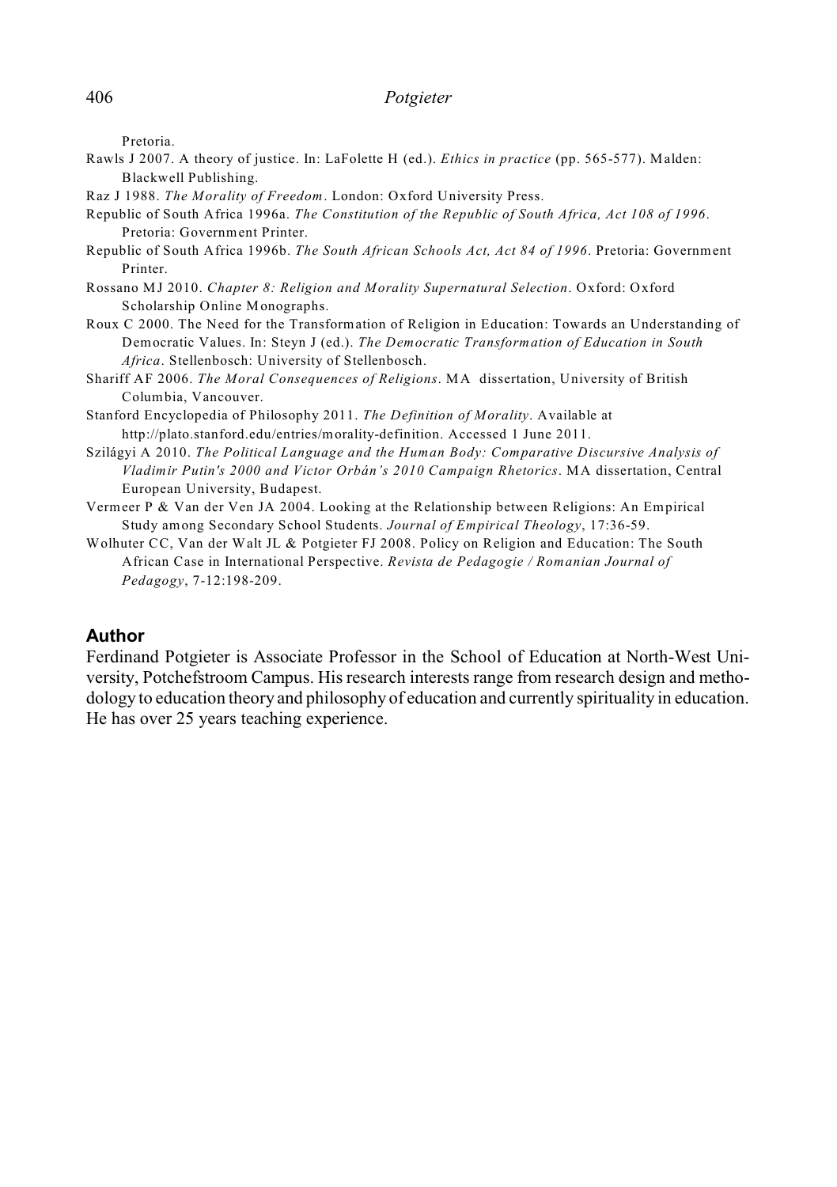Pretoria.

Rawls J 2007. A theory of justice. In: LaFolette H (ed.). *Ethics in practice* (pp. 565-577). Malden: Blackwell Publishing.

Raz J 1988. *The Morality of Freedom*. London: Oxford University Press.

Republic of South Africa 1996a. *The Constitution of the Republic of South Africa, Act 108 of 1996*. Pretoria: Government Printer.

Republic of South Africa 1996b. *The South African Schools Act, Act 84 of 1996*. Pretoria: Government Printer.

Rossano MJ 2010. *Chapter 8: Religion and Morality Supernatural Selection*. Oxford: Oxford Scholarship Online Monographs.

Roux C 2000. The Need for the Transformation of Religion in Education: Towards an Understanding of Democratic Values. In: Steyn J (ed.). *The Democratic Transformation of Education in South Africa*. Stellenbosch: University of Stellenbosch.

Shariff AF 2006. *The Moral Consequences of Religions*. MA dissertation, University of British Columbia, Vancouver.

Stanford Encyclopedia of Philosophy 2011. *The Definition of Morality*. Available at http://plato.stanford.edu/entries/morality-definition. Accessed 1 June 2011.

Szilágyi A 2010. *The Political Language and the Human Body: Comparative Discursive Analysis of Vladimir Putin's 2000 and Victor Orbán's 2010 Campaign Rhetorics*. MA dissertation, Central European University, Budapest.

Vermeer P & Van der Ven JA 2004. Looking at the Relationship between Religions: An Empirical Study among Secondary School Students. *Journal of Empirical Theology*, 17:36-59.

Wolhuter CC, Van der Walt JL & Potgieter FJ 2008. Policy on Religion and Education: The South African Case in International Perspective. *Revista de Pedagogie / Romanian Journal of Pedagogy*, 7-12:198-209.

## Author

Ferdinand Potgieter is Associate Professor in the School of Education at North-West University, Potchefstroom Campus. His research interests range from research design and methodology to education theory and philosophy of education and currently spirituality in education. He has over 25 years teaching experience.